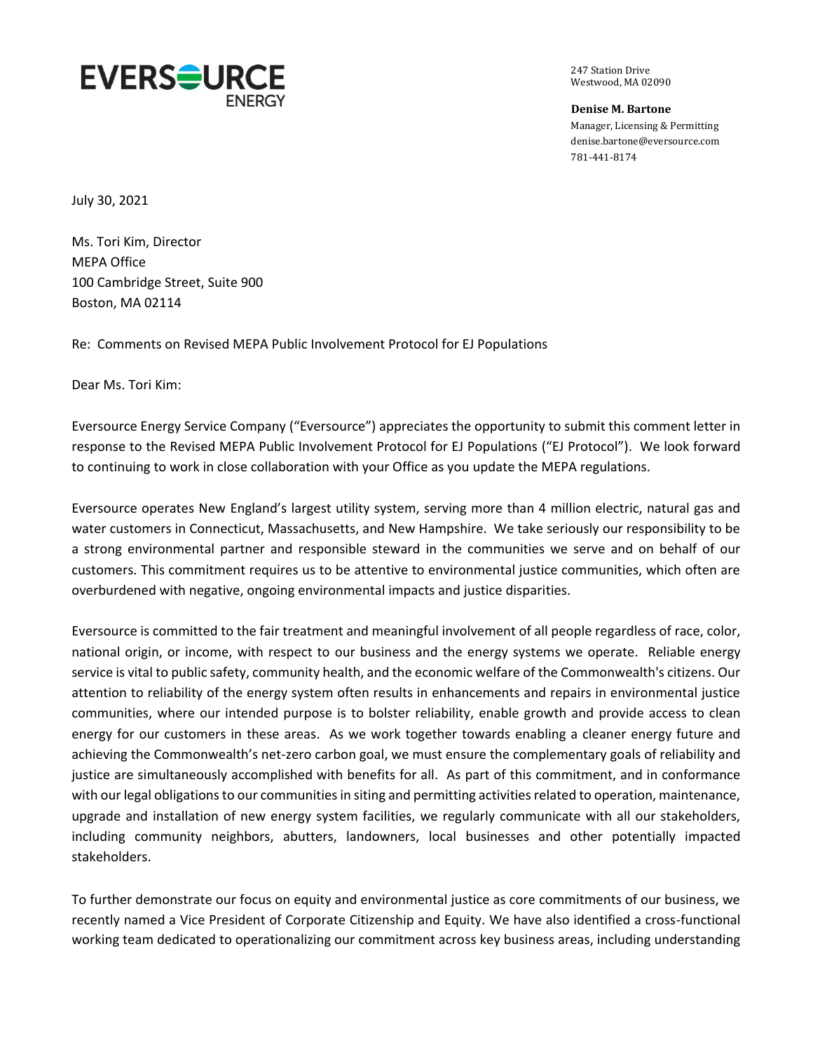EVERSOURCE ENERGY

247 Station Drive
Westwood, MA 02090

**Denise M. Bartone**
Manager, Licensing & Permitting
denise.bartone@eversource.com
781-441-8174

July 30, 2021

Ms. Tori Kim, Director
MEPA Office
100 Cambridge Street, Suite 900
Boston, MA 02114

Re: Comments on Revised MEPA Public Involvement Protocol for EJ Populations

Dear Ms. Tori Kim:

Eversource Energy Service Company ("Eversource") appreciates the opportunity to submit this comment letter in response to the Revised MEPA Public Involvement Protocol for EJ Populations ("EJ Protocol"). We look forward to continuing to work in close collaboration with your Office as you update the MEPA regulations.

Eversource operates New England's largest utility system, serving more than 4 million electric, natural gas and water customers in Connecticut, Massachusetts, and New Hampshire. We take seriously our responsibility to be a strong environmental partner and responsible steward in the communities we serve and on behalf of our customers. This commitment requires us to be attentive to environmental justice communities, which often are overburdened with negative, ongoing environmental impacts and justice disparities.

Eversource is committed to the fair treatment and meaningful involvement of all people regardless of race, color, national origin, or income, with respect to our business and the energy systems we operate. Reliable energy service is vital to public safety, community health, and the economic welfare of the Commonwealth's citizens. Our attention to reliability of the energy system often results in enhancements and repairs in environmental justice communities, where our intended purpose is to bolster reliability, enable growth and provide access to clean energy for our customers in these areas. As we work together towards enabling a cleaner energy future and achieving the Commonwealth's net-zero carbon goal, we must ensure the complementary goals of reliability and justice are simultaneously accomplished with benefits for all. As part of this commitment, and in conformance with our legal obligations to our communities in siting and permitting activities related to operation, maintenance, upgrade and installation of new energy system facilities, we regularly communicate with all our stakeholders, including community neighbors, abutters, landowners, local businesses and other potentially impacted stakeholders.

To further demonstrate our focus on equity and environmental justice as core commitments of our business, we recently named a Vice President of Corporate Citizenship and Equity. We have also identified a cross-functional working team dedicated to operationalizing our commitment across key business areas, including understanding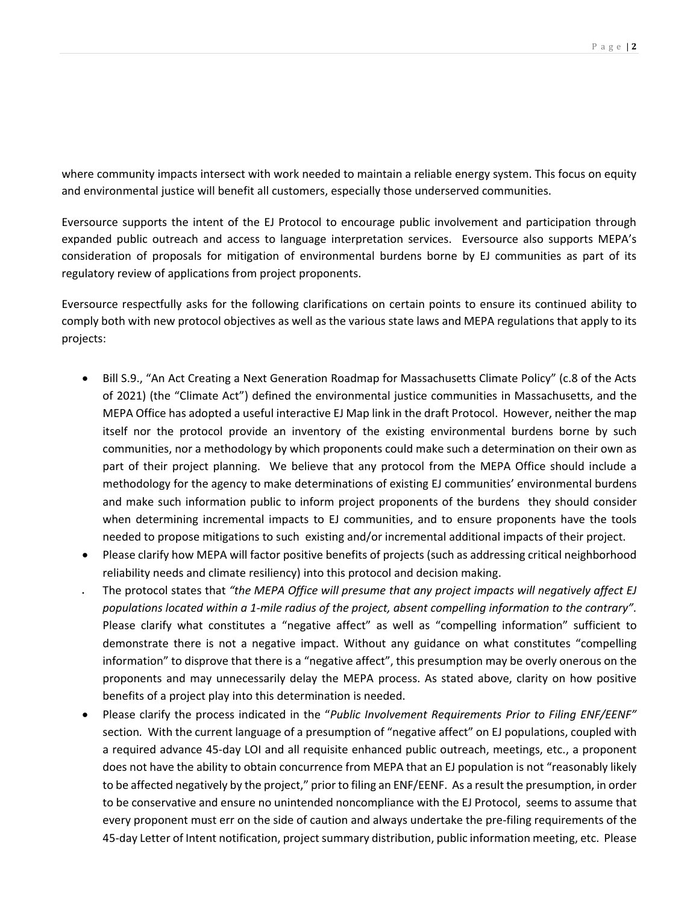where community impacts intersect with work needed to maintain a reliable energy system. This focus on equity and environmental justice will benefit all customers, especially those underserved communities.

Eversource supports the intent of the EJ Protocol to encourage public involvement and participation through expanded public outreach and access to language interpretation services. Eversource also supports MEPA's consideration of proposals for mitigation of environmental burdens borne by EJ communities as part of its regulatory review of applications from project proponents.

Eversource respectfully asks for the following clarifications on certain points to ensure its continued ability to comply both with new protocol objectives as well as the various state laws and MEPA regulations that apply to its projects:

- Bill S.9., "An Act Creating a Next Generation Roadmap for Massachusetts Climate Policy" (c.8 of the Acts of 2021) (the "Climate Act") defined the environmental justice communities in Massachusetts, and the MEPA Office has adopted a useful interactive EJ Map link in the draft Protocol. However, neither the map itself nor the protocol provide an inventory of the existing environmental burdens borne by such communities, nor a methodology by which proponents could make such a determination on their own as part of their project planning. We believe that any protocol from the MEPA Office should include a methodology for the agency to make determinations of existing EJ communities' environmental burdens and make such information public to inform project proponents of the burdens they should consider when determining incremental impacts to EJ communities, and to ensure proponents have the tools needed to propose mitigations to such existing and/or incremental additional impacts of their project.
- Please clarify how MEPA will factor positive benefits of projects (such as addressing critical neighborhood reliability needs and climate resiliency) into this protocol and decision making.
- The protocol states that *"the MEPA Office will presume that any project impacts will negatively affect EJ populations located within a 1-mile radius of the project, absent compelling information to the contrary".* Please clarify what constitutes a "negative affect" as well as "compelling information" sufficient to demonstrate there is not a negative impact. Without any guidance on what constitutes "compelling information" to disprove that there is a "negative affect", this presumption may be overly onerous on the proponents and may unnecessarily delay the MEPA process. As stated above, clarity on how positive benefits of a project play into this determination is needed.
- Please clarify the process indicated in the "*Public Involvement Requirements Prior to Filing ENF/EENF*" section. With the current language of a presumption of "negative affect" on EJ populations, coupled with a required advance 45-day LOI and all requisite enhanced public outreach, meetings, etc., a proponent does not have the ability to obtain concurrence from MEPA that an EJ population is not "reasonably likely to be affected negatively by the project," prior to filing an ENF/EENF. As a result the presumption, in order to be conservative and ensure no unintended noncompliance with the EJ Protocol, seems to assume that every proponent must err on the side of caution and always undertake the pre-filing requirements of the 45-day Letter of Intent notification, project summary distribution, public information meeting, etc. Please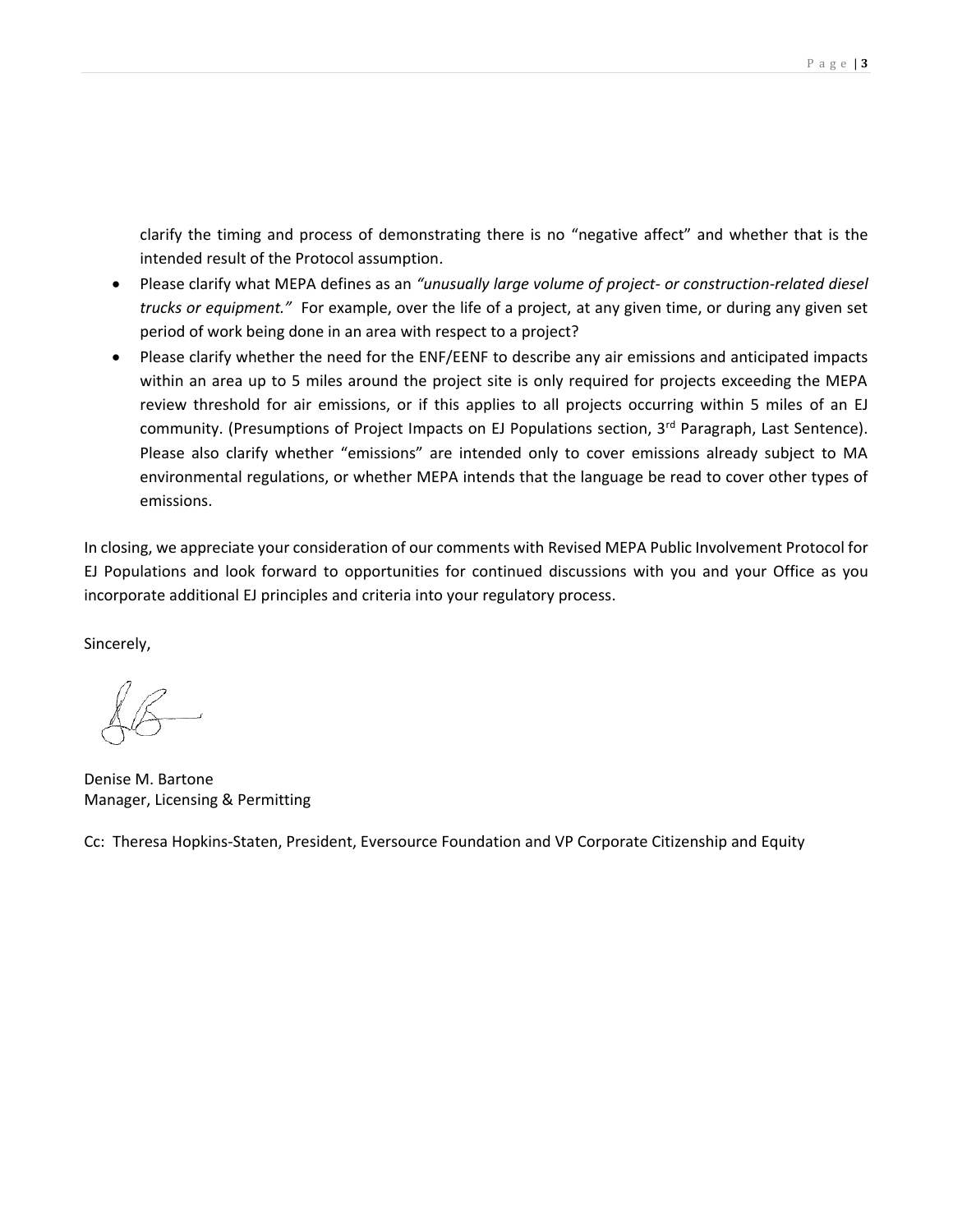clarify the timing and process of demonstrating there is no "negative affect" and whether that is the intended result of the Protocol assumption.

- Please clarify what MEPA defines as an *"unusually large volume of project- or construction-related diesel trucks or equipment."* For example, over the life of a project, at any given time, or during any given set period of work being done in an area with respect to a project?
- Please clarify whether the need for the ENF/EENF to describe any air emissions and anticipated impacts within an area up to 5 miles around the project site is only required for projects exceeding the MEPA review threshold for air emissions, or if this applies to all projects occurring within 5 miles of an EJ community. (Presumptions of Project Impacts on EJ Populations section, 3rd Paragraph, Last Sentence). Please also clarify whether "emissions" are intended only to cover emissions already subject to MA environmental regulations, or whether MEPA intends that the language be read to cover other types of emissions.

In closing, we appreciate your consideration of our comments with Revised MEPA Public Involvement Protocol for EJ Populations and look forward to opportunities for continued discussions with you and your Office as you incorporate additional EJ principles and criteria into your regulatory process.

Sincerely,

Denise M. Bartone
Manager, Licensing & Permitting

Cc: Theresa Hopkins-Staten, President, Eversource Foundation and VP Corporate Citizenship and Equity